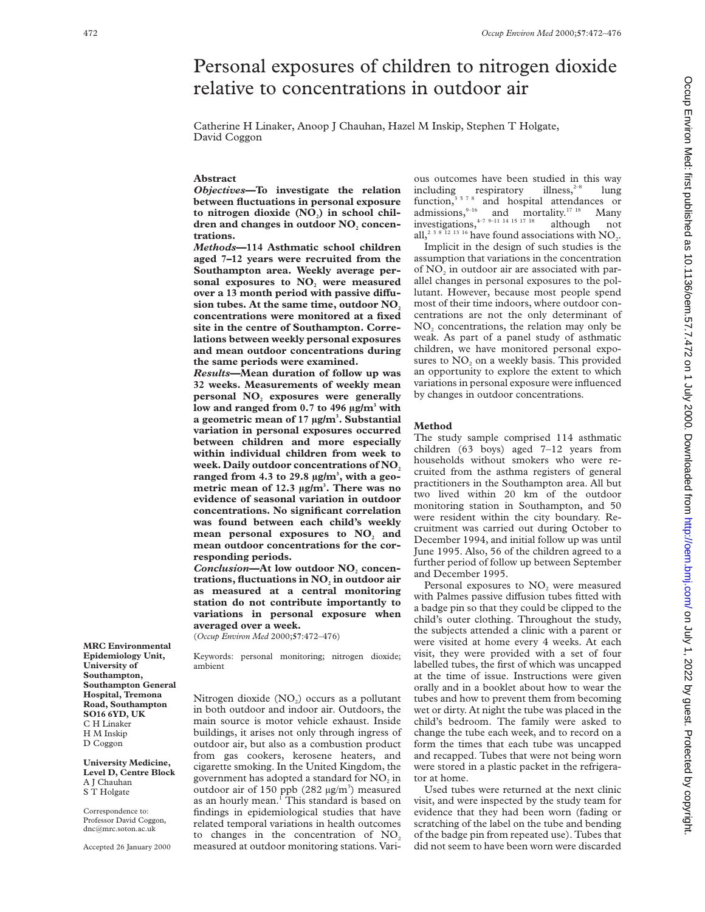# Personal exposures of children to nitrogen dioxide relative to concentrations in outdoor air

Catherine H Linaker, Anoop J Chauhan, Hazel M Inskip, Stephen T Holgate, David Coggon

MRC Environmental Epidemiology Unit, University of Southampton, Southampton General Hospital, Tremona Road, Southampton SO16 6YD, UK
C H Linaker
H M Inskip
D Coggon

University Medicine, Level D, Centre Block
A J Chauhan
S T Holgate

Correspondence to: Professor David Coggon, dnc@mrc.soton.ac.uk

Accepted 26 January 2000

## Abstract

***Objectives*—To investigate the relation between fluctuations in personal exposure to nitrogen dioxide ($NO_2$) in school children and changes in outdoor $NO_2$ concentrations.**

***Methods*—114 Asthmatic school children aged 7–12 years were recruited from the Southampton area. Weekly average personal exposures to $NO_2$ were measured over a 13 month period with passive diffusion tubes. At the same time, outdoor $NO_2$ concentrations were monitored at a fixed site in the centre of Southampton. Correlations between weekly personal exposures and mean outdoor concentrations during the same periods were examined.**

***Results*—Mean duration of follow up was 32 weeks. Measurements of weekly mean personal $NO_2$ exposures were generally low and ranged from 0.7 to 496 µg/m³ with a geometric mean of 17 µg/m³. Substantial variation in personal exposures occurred between children and more especially within individual children from week to week. Daily outdoor concentrations of $NO_2$ ranged from 4.3 to 29.8 µg/m³, with a geometric mean of 12.3 µg/m³. There was no evidence of seasonal variation in outdoor concentrations. No significant correlation was found between each child's weekly mean personal exposures to $NO_2$ and mean outdoor concentrations for the corresponding periods.**

***Conclusion*—At low outdoor $NO_2$ concentrations, fluctuations in $NO_2$ in outdoor air as measured at a central monitoring station do not contribute importantly to variations in personal exposure when averaged over a week.**

(*Occup Environ Med* 2000;**57**:472–476)

Keywords: personal monitoring; nitrogen dioxide; ambient

Nitrogen dioxide ($NO_2$) occurs as a pollutant in both outdoor and indoor air. Outdoors, the main source is motor vehicle exhaust. Inside buildings, it arises not only through ingress of outdoor air, but also as a combustion product from gas cookers, kerosene heaters, and cigarette smoking. In the United Kingdom, the government has adopted a standard for $NO_2$ in outdoor air of 150 ppb (282 µg/m³) measured as an hourly mean.[1] This standard is based on findings in epidemiological studies that have related temporal variations in health outcomes to changes in the concentration of $NO_2$ measured at outdoor monitoring stations. Various outcomes have been studied in this way including respiratory illness,[2–8] lung function,[3 5 7 8] and hospital attendances or admissions,[9–16] and mortality.[17 18] Many investigations,[4–7 9–11 14 15 17 18] although not all,[2 3 8 12 13 16] have found associations with $NO_2$.

Implicit in the design of such studies is the assumption that variations in the concentration of $NO_2$ in outdoor air are associated with parallel changes in personal exposures to the pollutant. However, because most people spend most of their time indoors, where outdoor concentrations are not the only determinant of $NO_2$ concentrations, the relation may only be weak. As part of a panel study of asthmatic children, we have monitored personal exposures to $NO_2$ on a weekly basis. This provided an opportunity to explore the extent to which variations in personal exposure were influenced by changes in outdoor concentrations.

## Method

The study sample comprised 114 asthmatic children (63 boys) aged 7–12 years from households without smokers who were recruited from the asthma registers of general practitioners in the Southampton area. All but two lived within 20 km of the outdoor monitoring station in Southampton, and 50 were resident within the city boundary. Recruitment was carried out during October to December 1994, and initial follow up was until June 1995. Also, 56 of the children agreed to a further period of follow up between September and December 1995.

Personal exposures to $NO_2$ were measured with Palmes passive diffusion tubes fitted with a badge pin so that they could be clipped to the child's outer clothing. Throughout the study, the subjects attended a clinic with a parent or were visited at home every 4 weeks. At each visit, they were provided with a set of four labelled tubes, the first of which was uncapped at the time of issue. Instructions were given orally and in a booklet about how to wear the tubes and how to prevent them from becoming wet or dirty. At night the tube was placed in the child's bedroom. The family were asked to change the tube each week, and to record on a form the times that each tube was uncapped and recapped. Tubes that were not being worn were stored in a plastic packet in the refrigerator at home.

Used tubes were returned at the next clinic visit, and were inspected by the study team for evidence that they had been worn (fading or scratching of the label on the tube and bending of the badge pin from repeated use). Tubes that did not seem to have been worn were discarded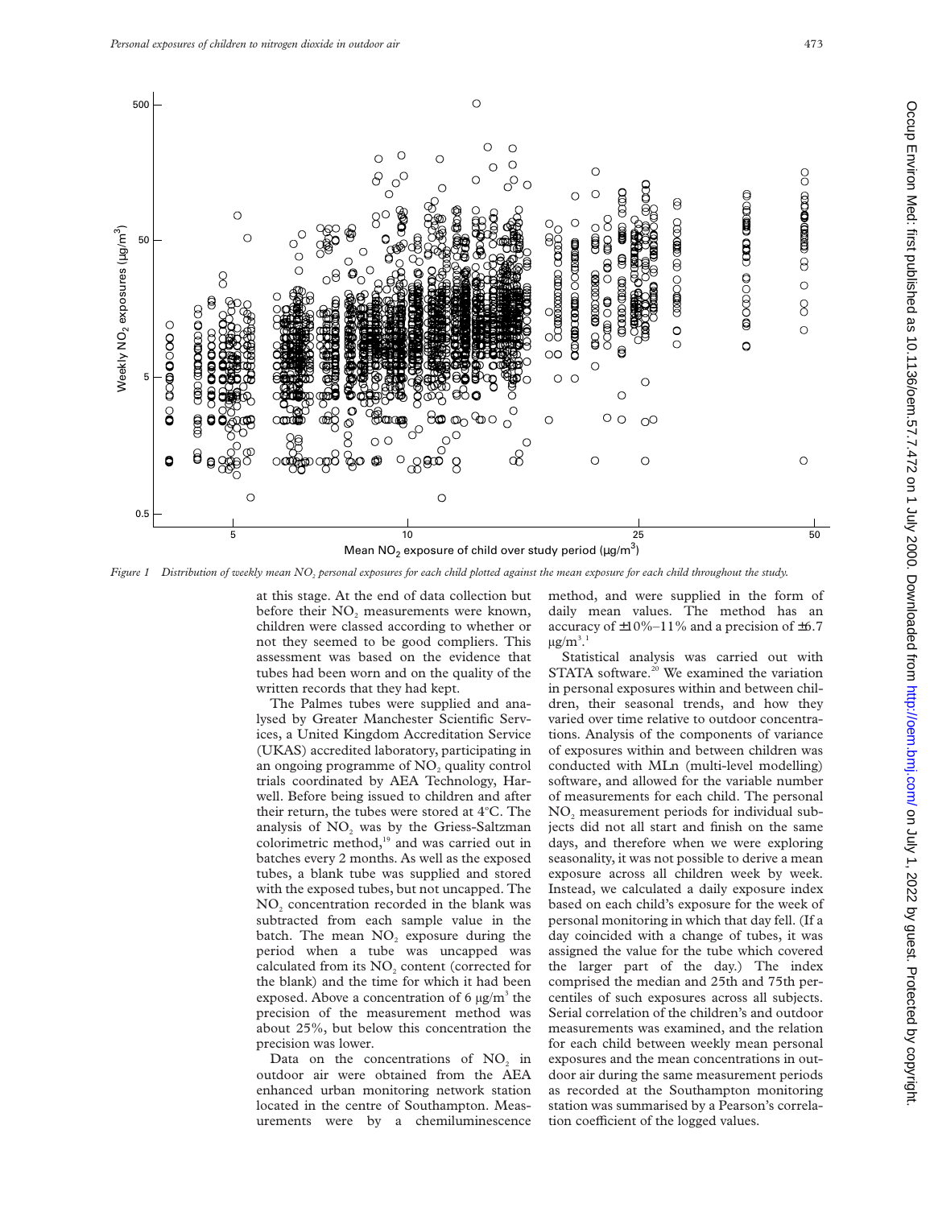*Figure 1 Distribution of weekly mean $NO_2$ personal exposures for each child plotted against the mean exposure for each child throughout the study.*

at this stage. At the end of data collection but before their $NO_2$ measurements were known, children were classed according to whether or not they seemed to be good compliers. This assessment was based on the evidence that tubes had been worn and on the quality of the written records that they had kept.

The Palmes tubes were supplied and analysed by Greater Manchester Scientific Services, a United Kingdom Accreditation Service (UKAS) accredited laboratory, participating in an ongoing programme of $NO_2$ quality control trials coordinated by AEA Technology, Harwell. Before being issued to children and after their return, the tubes were stored at 4°C. The analysis of $NO_2$ was by the Griess-Saltzman colorimetric method,[19] and was carried out in batches every 2 months. As well as the exposed tubes, a blank tube was supplied and stored with the exposed tubes, but not uncapped. The $NO_2$ concentration recorded in the blank was subtracted from each sample value in the batch. The mean $NO_2$ exposure during the period when a tube was uncapped was calculated from its $NO_2$ content (corrected for the blank) and the time for which it had been exposed. Above a concentration of 6 $\mu g/m^3$ the precision of the measurement method was about 25%, but below this concentration the precision was lower.

Data on the concentrations of $NO_2$ in outdoor air were obtained from the AEA enhanced urban monitoring network station located in the centre of Southampton. Measurements were by a chemiluminescence method, and were supplied in the form of daily mean values. The method has an accuracy of ±10%–11% and a precision of ±6.7 $\mu g/m^3$.[1]

Statistical analysis was carried out with STATA software.[20] We examined the variation in personal exposures within and between children, their seasonal trends, and how they varied over time relative to outdoor concentrations. Analysis of the components of variance of exposures within and between children was conducted with MLn (multi-level modelling) software, and allowed for the variable number of measurements for each child. The personal $NO_2$ measurement periods for individual subjects did not all start and finish on the same days, and therefore when we were exploring seasonality, it was not possible to derive a mean exposure across all children week by week. Instead, we calculated a daily exposure index based on each child's exposure for the week of personal monitoring in which that day fell. (If a day coincided with a change of tubes, it was assigned the value for the tube which covered the larger part of the day.) The index comprised the median and 25th and 75th percentiles of such exposures across all subjects. Serial correlation of the children's and outdoor measurements was examined, and the relation for each child between weekly mean personal exposures and the mean concentrations in outdoor air during the same measurement periods as recorded at the Southampton monitoring station was summarised by a Pearson's correlation coefficient of the logged values.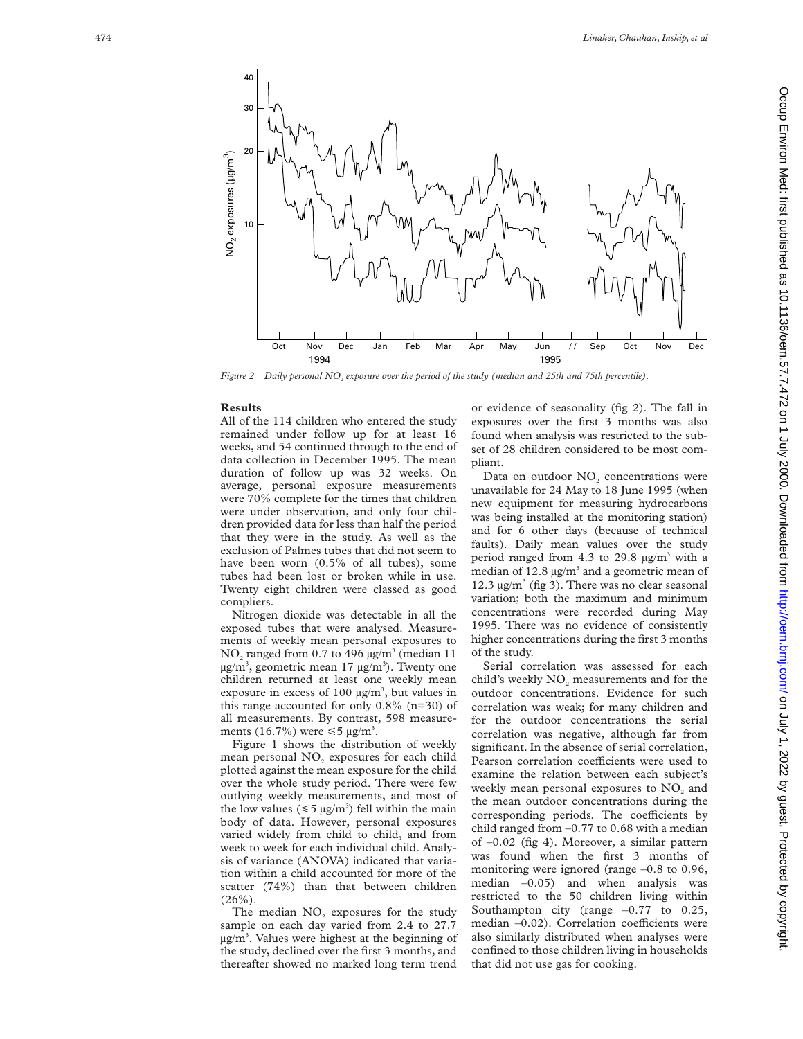Figure 2 Daily personal $NO_2$ exposure over the period of the study (median and 25th and 75th percentile).

## Results

All of the 114 children who entered the study remained under follow up for at least 16 weeks, and 54 continued through to the end of data collection in December 1995. The mean duration of follow up was 32 weeks. On average, personal exposure measurements were 70% complete for the times that children were under observation, and only four children provided data for less than half the period that they were in the study. As well as the exclusion of Palmes tubes that did not seem to have been worn (0.5% of all tubes), some tubes had been lost or broken while in use. Twenty eight children were classed as good compliers.

Nitrogen dioxide was detectable in all the exposed tubes that were analysed. Measurements of weekly mean personal exposures to $NO_2$ ranged from 0.7 to 496 μg/m$^3$ (median 11 μg/m$^3$, geometric mean 17 μg/m$^3$). Twenty one children returned at least one weekly mean exposure in excess of 100 μg/m$^3$, but values in this range accounted for only 0.8% (n=30) of all measurements. By contrast, 598 measurements (16.7%) were ⩽5 μg/m$^3$.

Figure 1 shows the distribution of weekly mean personal $NO_2$ exposures for each child plotted against the mean exposure for the child over the whole study period. There were few outlying weekly measurements, and most of the low values (⩽5 μg/m$^3$) fell within the main body of data. However, personal exposures varied widely from child to child, and from week to week for each individual child. Analysis of variance (ANOVA) indicated that variation within a child accounted for more of the scatter (74%) than that between children (26%).

The median $NO_2$ exposures for the study sample on each day varied from 2.4 to 27.7 μg/m$^3$. Values were highest at the beginning of the study, declined over the first 3 months, and thereafter showed no marked long term trend or evidence of seasonality (fig 2). The fall in exposures over the first 3 months was also found when analysis was restricted to the subset of 28 children considered to be most compliant.

Data on outdoor $NO_2$ concentrations were unavailable for 24 May to 18 June 1995 (when new equipment for measuring hydrocarbons was being installed at the monitoring station) and for 6 other days (because of technical faults). Daily mean values over the study period ranged from 4.3 to 29.8 μg/m$^3$ with a median of 12.8 μg/m$^3$ and a geometric mean of 12.3 μg/m$^3$ (fig 3). There was no clear seasonal variation; both the maximum and minimum concentrations were recorded during May 1995. There was no evidence of consistently higher concentrations during the first 3 months of the study.

Serial correlation was assessed for each child's weekly $NO_2$ measurements and for the outdoor concentrations. Evidence for such correlation was weak; for many children and for the outdoor concentrations the serial correlation was negative, although far from significant. In the absence of serial correlation, Pearson correlation coefficients were used to examine the relation between each subject's weekly mean personal exposures to $NO_2$ and the mean outdoor concentrations during the corresponding periods. The coefficients by child ranged from –0.77 to 0.68 with a median of –0.02 (fig 4). Moreover, a similar pattern was found when the first 3 months of monitoring were ignored (range –0.8 to 0.96, median –0.05) and when analysis was restricted to the 50 children living within Southampton city (range –0.77 to 0.25, median –0.02). Correlation coefficients were also similarly distributed when analyses were confined to those children living in households that did not use gas for cooking.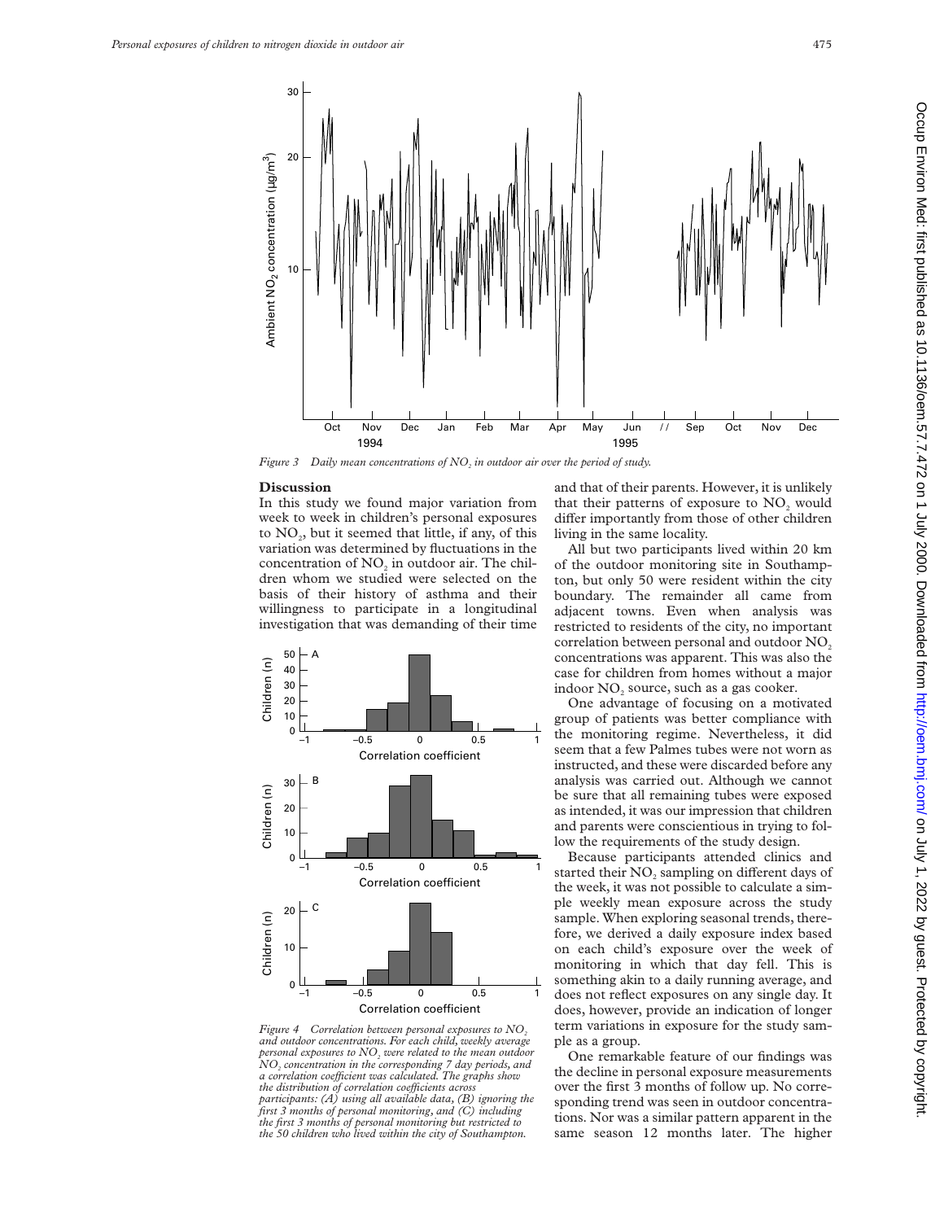*Figure 3 Daily mean concentrations of $NO_2$ in outdoor air over the period of study.*

## Discussion

In this study we found major variation from week to week in children's personal exposures to $NO_2$, but it seemed that little, if any, of this variation was determined by fluctuations in the concentration of $NO_2$ in outdoor air. The children whom we studied were selected on the basis of their history of asthma and their willingness to participate in a longitudinal investigation that was demanding of their time and that of their parents. However, it is unlikely that their patterns of exposure to $NO_2$ would differ importantly from those of other children living in the same locality.

*Figure 4 Correlation between personal exposures to $NO_2$ and outdoor concentrations. For each child, weekly average personal exposures to $NO_2$ were related to the mean outdoor $NO_2$ concentration in the corresponding 7 day periods, and a correlation coefficient was calculated. The graphs show the distribution of correlation coefficients across participants: (A) using all available data, (B) ignoring the first 3 months of personal monitoring, and (C) including the first 3 months of personal monitoring but restricted to the 50 children who lived within the city of Southampton.*

All but two participants lived within 20 km of the outdoor monitoring site in Southampton, but only 50 were resident within the city boundary. The remainder all came from adjacent towns. Even when analysis was restricted to residents of the city, no important correlation between personal and outdoor $NO_2$ concentrations was apparent. This was also the case for children from homes without a major indoor $NO_2$ source, such as a gas cooker.

One advantage of focusing on a motivated group of patients was better compliance with the monitoring regime. Nevertheless, it did seem that a few Palmes tubes were not worn as instructed, and these were discarded before any analysis was carried out. Although we cannot be sure that all remaining tubes were exposed as intended, it was our impression that children and parents were conscientious in trying to follow the requirements of the study design.

Because participants attended clinics and started their $NO_2$ sampling on different days of the week, it was not possible to calculate a simple weekly mean exposure across the study sample. When exploring seasonal trends, therefore, we derived a daily exposure index based on each child's exposure over the week of monitoring in which that day fell. This is something akin to a daily running average, and does not reflect exposures on any single day. It does, however, provide an indication of longer term variations in exposure for the study sample as a group.

One remarkable feature of our findings was the decline in personal exposure measurements over the first 3 months of follow up. No corresponding trend was seen in outdoor concentrations. Nor was a similar pattern apparent in the same season 12 months later. The higher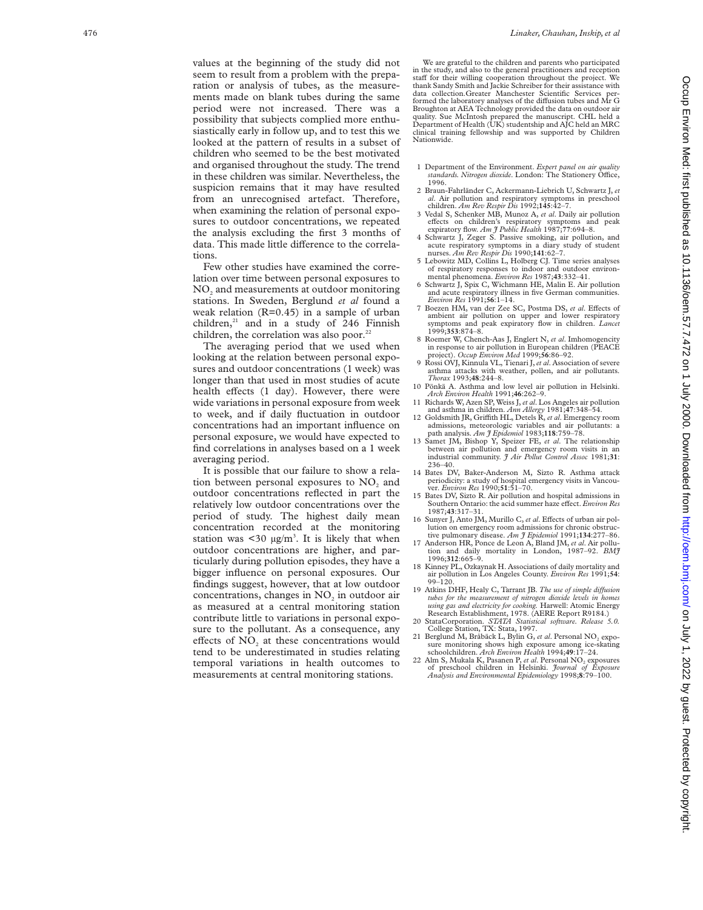values at the beginning of the study did not seem to result from a problem with the preparation or analysis of tubes, as the measurements made on blank tubes during the same period were not increased. There was a possibility that subjects complied more enthusiastically early in follow up, and to test this we looked at the pattern of results in a subset of children who seemed to be the best motivated and organised throughout the study. The trend in these children was similar. Nevertheless, the suspicion remains that it may have resulted from an unrecognised artefact. Therefore, when examining the relation of personal exposures to outdoor concentrations, we repeated the analysis excluding the first 3 months of data. This made little difference to the correlations.

Few other studies have examined the correlation over time between personal exposures to $NO_2$ and measurements at outdoor monitoring stations. In Sweden, Berglund *et al* found a weak relation (R=0.45) in a sample of urban children,[21] and in a study of 246 Finnish children, the correlation was also poor.[22]

The averaging period that we used when looking at the relation between personal exposures and outdoor concentrations (1 week) was longer than that used in most studies of acute health effects (1 day). However, there were wide variations in personal exposure from week to week, and if daily fluctuation in outdoor concentrations had an important influence on personal exposure, we would have expected to find correlations in analyses based on a 1 week averaging period.

It is possible that our failure to show a relation between personal exposures to $NO_2$ and outdoor concentrations reflected in part the relatively low outdoor concentrations over the period of study. The highest daily mean concentration recorded at the monitoring station was <30 μg/m$^3$. It is likely that when outdoor concentrations are higher, and particularly during pollution episodes, they have a bigger influence on personal exposures. Our findings suggest, however, that at low outdoor concentrations, changes in $NO_2$ in outdoor air as measured at a central monitoring station contribute little to variations in personal exposure to the pollutant. As a consequence, any effects of $NO_2$ at these concentrations would tend to be underestimated in studies relating temporal variations in health outcomes to measurements at central monitoring stations.

We are grateful to the children and parents who participated in the study, and also to the general practitioners and reception staff for their willing cooperation throughout the project. We thank Sandy Smith and Jackie Schreiber for their assistance with data collection.Greater Manchester Scientific Services performed the laboratory analyses of the diffusion tubes and Mr G Broughton at AEA Technology provided the data on outdoor air quality. Sue McIntosh prepared the manuscript. CHL held a Department of Health (UK) studentship and AJC held an MRC clinical training fellowship and was supported by Children Nationwide.

1. Department of the Environment. *Expert panel on air quality standards. Nitrogen dioxide*. London: The Stationery Office, 1996.
2. Braun-Fahrländer C, Ackermann-Liebrich U, Schwartz J, *et al*. Air pollution and respiratory symptoms in preschool children. *Am Rev Respir Dis* 1992;**145**:42–7.
3. Vedal S, Schenker MB, Munoz A, *et al*. Daily air pollution effects on children's respiratory symptoms and peak expiratory flow. *Am J Public Health* 1987;**77**:694–8.
4. Schwartz J, Zeger S. Passive smoking, air pollution, and acute respiratory symptoms in a diary study of student nurses. *Am Rev Respir Dis* 1990;**141**:62–7.
5. Lebowitz MD, Collins L, Holberg CJ. Time series analyses of respiratory responses to indoor and outdoor environmental phenomena. *Environ Res* 1987;**43**:332–41.
6. Schwartz J, Spix C, Wichmann HE, Malin E. Air pollution and acute respiratory illness in five German communities. *Environ Res* 1991;**56**:1–14.
7. Boezen HM, van der Zee SC, Postma DS, *et al*. Effects of ambient air pollution on upper and lower respiratory symptoms and peak expiratory flow in children. *Lancet* 1999;**353**:874–8.
8. Roemer W, Clench-Aas J, Englert N, *et al*. Inhomogencity in response to air pollution in European children (PEACE project). *Occup Environ Med* 1999;**56**:86–92.
9. Rossi OVJ, Kinnula VL, Tienari J, *et al*. Association of severe asthma attacks with weather, pollen, and air pollutants. *Thorax* 1993;**48**:244–8.
10. Pönkä A. Asthma and low level air pollution in Helsinki. *Arch Environ Health* 1991;**46**:262–9.
11. Richards W, Azen SP, Weiss J, *et al*. Los Angeles air pollution and asthma in children. *Ann Allergy* 1981;**47**:348–54.
12. Goldsmith JR, Griffith HL, Detels R, *et al*. Emergency room admissions, meteorologic variables and air pollutants: a path analysis. *Am J Epidemiol* 1983;**118**:759–78.
13. Samet JM, Bishop Y, Speizer FE, *et al*. The relationship between air pollution and emergency room visits in an industrial community. *J Air Pollut Control Assoc* 1981;**31**:236–40.
14. Bates DV, Baker-Anderson M, Sizto R. Asthma attack periodicity: a study of hospital emergency visits in Vancouver. *Environ Res* 1990;**51**:51–70.
15. Bates DV, Sizto R. Air pollution and hospital admissions in Southern Ontario: the acid summer haze effect. *Environ Res* 1987;**43**:317–31.
16. Sunyer J, Anto JM, Murillo C, *et al*. Effects of urban air pollution on emergency room admissions for chronic obstructive pulmonary disease. *Am J Epidemiol* 1991;**134**:277–86.
17. Anderson HR, Ponce de Leon A, Bland JM, *et al*. Air pollution and daily mortality in London, 1987–92. *BMJ* 1996;**312**:665–9.
18. Kinney PL, Ozkaynak H. Associations of daily mortality and air pollution in Los Angeles County. *Environ Res* 1991;**54**:99–120.
19. Atkins DHF, Healy C, Tarrant JB. *The use of simple diffusion tubes for the measurement of nitrogen dioxide levels in homes using gas and electricity for cooking.* Harwell: Atomic Energy Research Establishment, 1978. (AERE Report R9184.)
20. StataCorporation. *STATA Statistical software. Release 5.0.* College Station, TX: Stata, 1997.
21. Berglund M, Bråbäck L, Bylin G, *et al*. Personal $NO_2$ exposure monitoring shows high exposure among ice-skating schoolchildren. *Arch Environ Health* 1994;**49**:17–24.
22. Alm S, Mukala K, Pasanen P, *et al*. Personal $NO_2$ exposures of preschool children in Helsinki. *Journal of Exposure Analysis and Environmental Epidemiology* 1998;**8**:79–100.